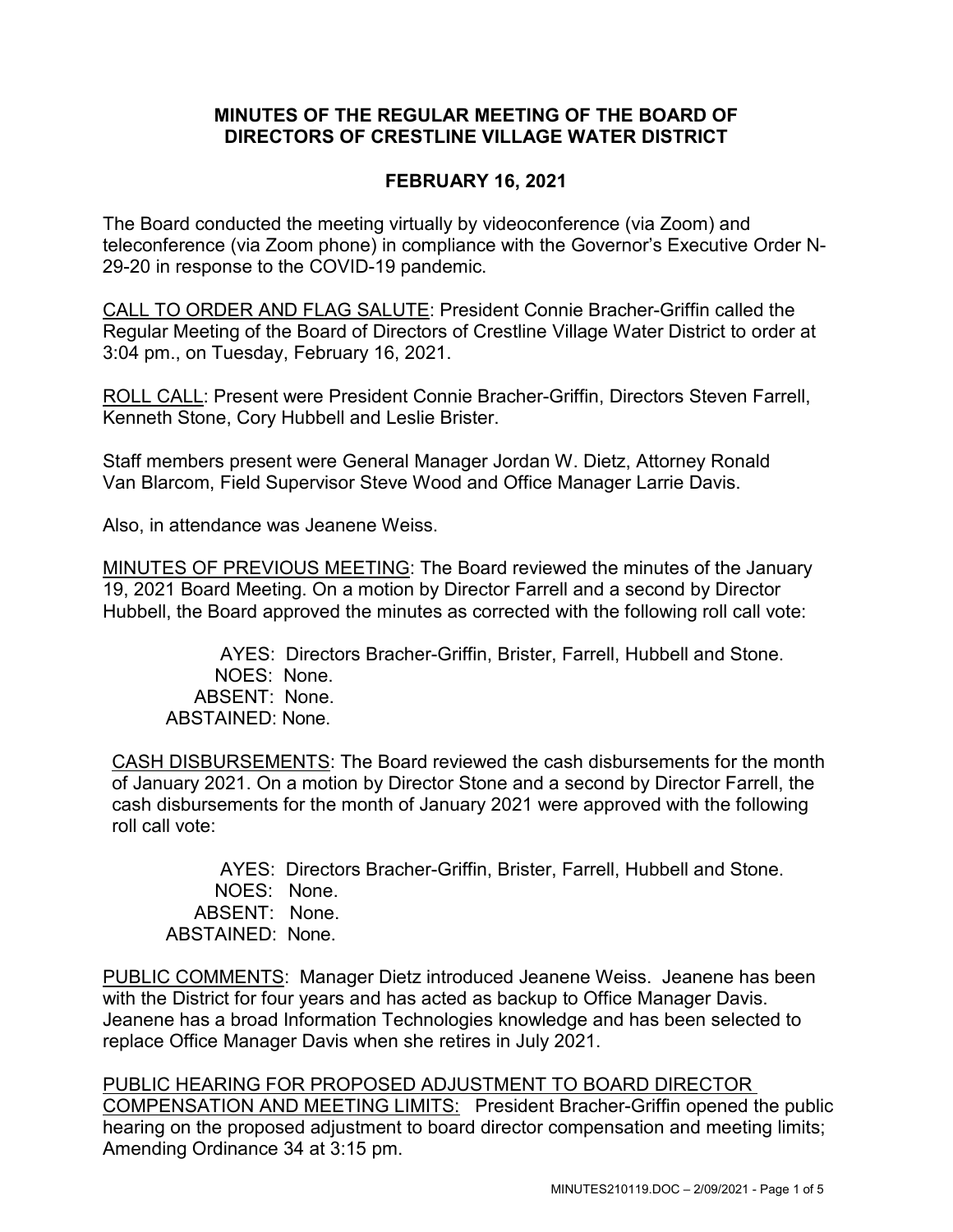**MINUTES OF THE REGULAR MEETING OF THE BOARD OF DIRECTORS OF CRESTLINE VILLAGE WATER DISTRICT**

**FEBRUARY 16, 2021**

The Board conducted the meeting virtually by videoconference (via Zoom) and teleconference (via Zoom phone) in compliance with the Governor's Executive Order N-29-20 in response to the COVID-19 pandemic.

<u>CALL TO ORDER AND FLAG SALUTE</u>: President Connie Bracher-Griffin called the Regular Meeting of the Board of Directors of Crestline Village Water District to order at 3:04 pm., on Tuesday, February 16, 2021.

<u>ROLL CALL</u>: Present were President Connie Bracher-Griffin, Directors Steven Farrell, Kenneth Stone, Cory Hubbell and Leslie Brister.

Staff members present were General Manager Jordan W. Dietz, Attorney Ronald Van Blarcom, Field Supervisor Steve Wood and Office Manager Larrie Davis.

Also, in attendance was Jeanene Weiss.

<u>MINUTES OF PREVIOUS MEETING</u>: The Board reviewed the minutes of the January 19, 2021 Board Meeting. On a motion by Director Farrell and a second by Director Hubbell, the Board approved the minutes as corrected with the following roll call vote:

AYES: Directors Bracher-Griffin, Brister, Farrell, Hubbell and Stone.
NOES: None.
ABSENT: None.
ABSTAINED: None.

<u>CASH DISBURSEMENTS</u>: The Board reviewed the cash disbursements for the month of January 2021. On a motion by Director Stone and a second by Director Farrell, the cash disbursements for the month of January 2021 were approved with the following roll call vote:

AYES: Directors Bracher-Griffin, Brister, Farrell, Hubbell and Stone.
NOES: None.
ABSENT: None.
ABSTAINED: None.

<u>PUBLIC COMMENTS</u>: Manager Dietz introduced Jeanene Weiss. Jeanene has been with the District for four years and has acted as backup to Office Manager Davis. Jeanene has a broad Information Technologies knowledge and has been selected to replace Office Manager Davis when she retires in July 2021.

<u>PUBLIC HEARING FOR PROPOSED ADJUSTMENT TO BOARD DIRECTOR COMPENSATION AND MEETING LIMITS:</u> President Bracher-Griffin opened the public hearing on the proposed adjustment to board director compensation and meeting limits; Amending Ordinance 34 at 3:15 pm.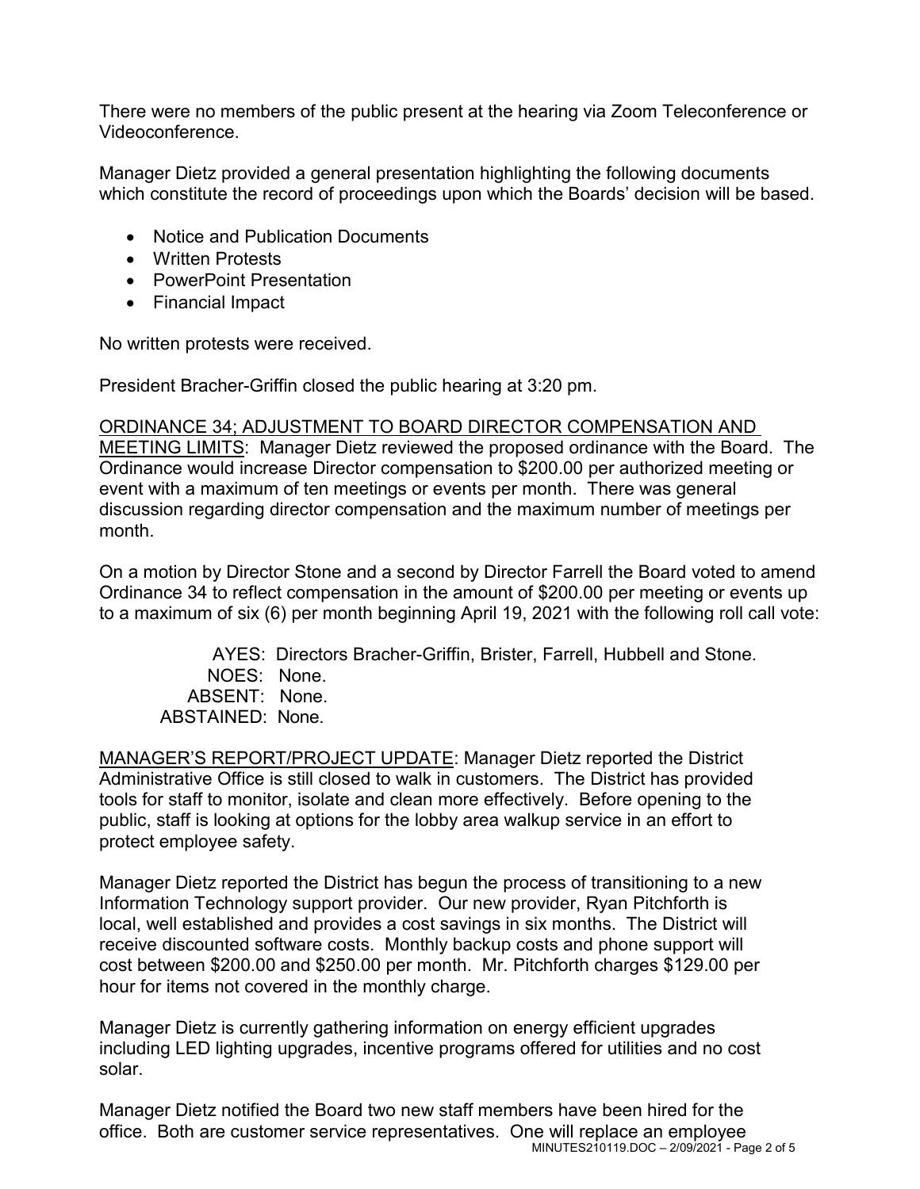There were no members of the public present at the hearing via Zoom Teleconference or Videoconference.

Manager Dietz provided a general presentation highlighting the following documents which constitute the record of proceedings upon which the Boards' decision will be based.

- Notice and Publication Documents
- Written Protests
- PowerPoint Presentation
- Financial Impact

No written protests were received.

President Bracher-Griffin closed the public hearing at 3:20 pm.

ORDINANCE 34; ADJUSTMENT TO BOARD DIRECTOR COMPENSATION AND MEETING LIMITS: Manager Dietz reviewed the proposed ordinance with the Board. The Ordinance would increase Director compensation to $200.00 per authorized meeting or event with a maximum of ten meetings or events per month. There was general discussion regarding director compensation and the maximum number of meetings per month.

On a motion by Director Stone and a second by Director Farrell the Board voted to amend Ordinance 34 to reflect compensation in the amount of $200.00 per meeting or events up to a maximum of six (6) per month beginning April 19, 2021 with the following roll call vote:

AYES: Directors Bracher-Griffin, Brister, Farrell, Hubbell and Stone.
NOES: None.
ABSENT: None.
ABSTAINED: None.

MANAGER'S REPORT/PROJECT UPDATE: Manager Dietz reported the District Administrative Office is still closed to walk in customers. The District has provided tools for staff to monitor, isolate and clean more effectively. Before opening to the public, staff is looking at options for the lobby area walkup service in an effort to protect employee safety.

Manager Dietz reported the District has begun the process of transitioning to a new Information Technology support provider. Our new provider, Ryan Pitchforth is local, well established and provides a cost savings in six months. The District will receive discounted software costs. Monthly backup costs and phone support will cost between $200.00 and $250.00 per month. Mr. Pitchforth charges $129.00 per hour for items not covered in the monthly charge.

Manager Dietz is currently gathering information on energy efficient upgrades including LED lighting upgrades, incentive programs offered for utilities and no cost solar.

Manager Dietz notified the Board two new staff members have been hired for the office. Both are customer service representatives. One will replace an employee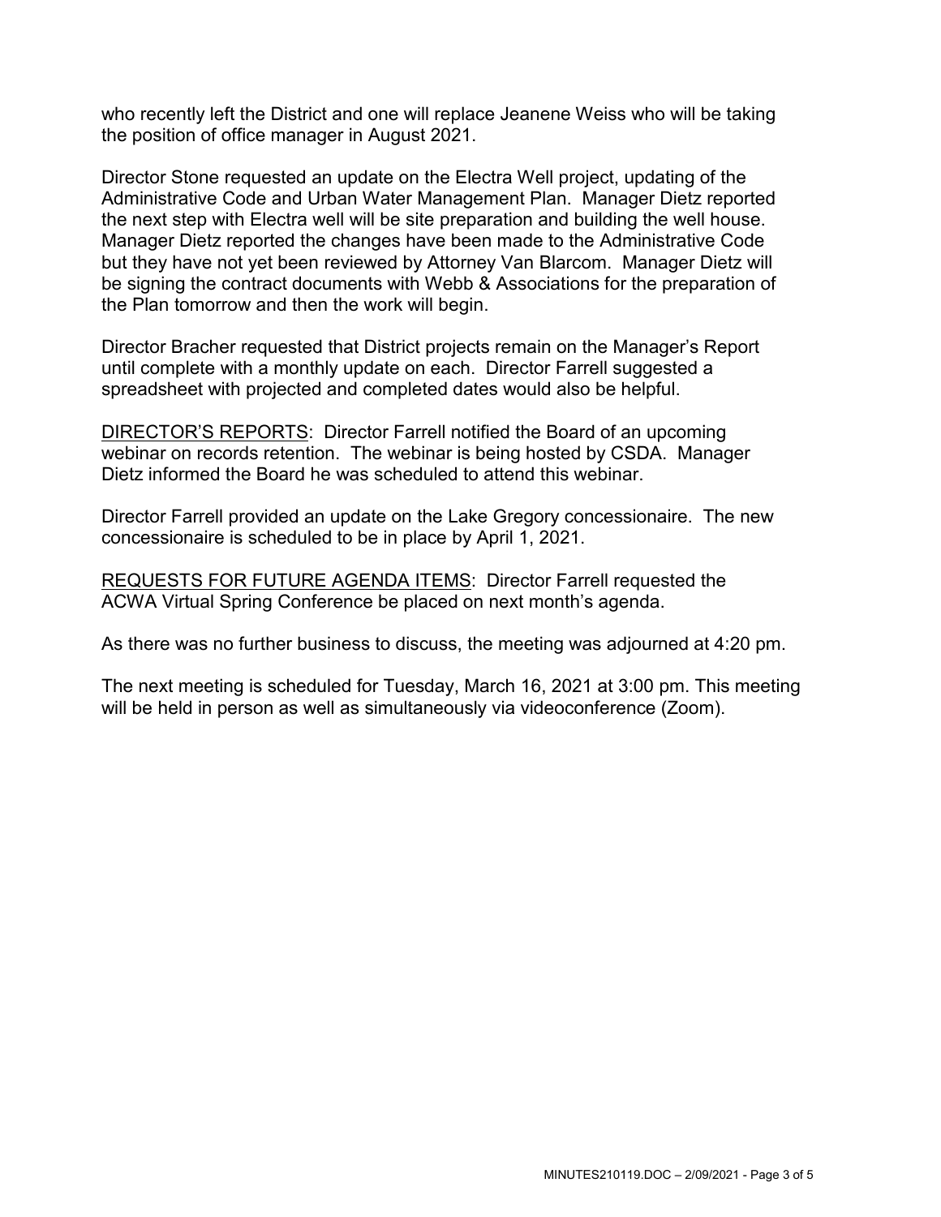who recently left the District and one will replace Jeanene Weiss who will be taking the position of office manager in August 2021.

Director Stone requested an update on the Electra Well project, updating of the Administrative Code and Urban Water Management Plan. Manager Dietz reported the next step with Electra well will be site preparation and building the well house. Manager Dietz reported the changes have been made to the Administrative Code but they have not yet been reviewed by Attorney Van Blarcom. Manager Dietz will be signing the contract documents with Webb & Associations for the preparation of the Plan tomorrow and then the work will begin.

Director Bracher requested that District projects remain on the Manager's Report until complete with a monthly update on each. Director Farrell suggested a spreadsheet with projected and completed dates would also be helpful.

<u>DIRECTOR'S REPORTS</u>: Director Farrell notified the Board of an upcoming webinar on records retention. The webinar is being hosted by CSDA. Manager Dietz informed the Board he was scheduled to attend this webinar.

Director Farrell provided an update on the Lake Gregory concessionaire. The new concessionaire is scheduled to be in place by April 1, 2021.

<u>REQUESTS FOR FUTURE AGENDA ITEMS</u>: Director Farrell requested the ACWA Virtual Spring Conference be placed on next month's agenda.

As there was no further business to discuss, the meeting was adjourned at 4:20 pm.

The next meeting is scheduled for Tuesday, March 16, 2021 at 3:00 pm. This meeting will be held in person as well as simultaneously via videoconference (Zoom).